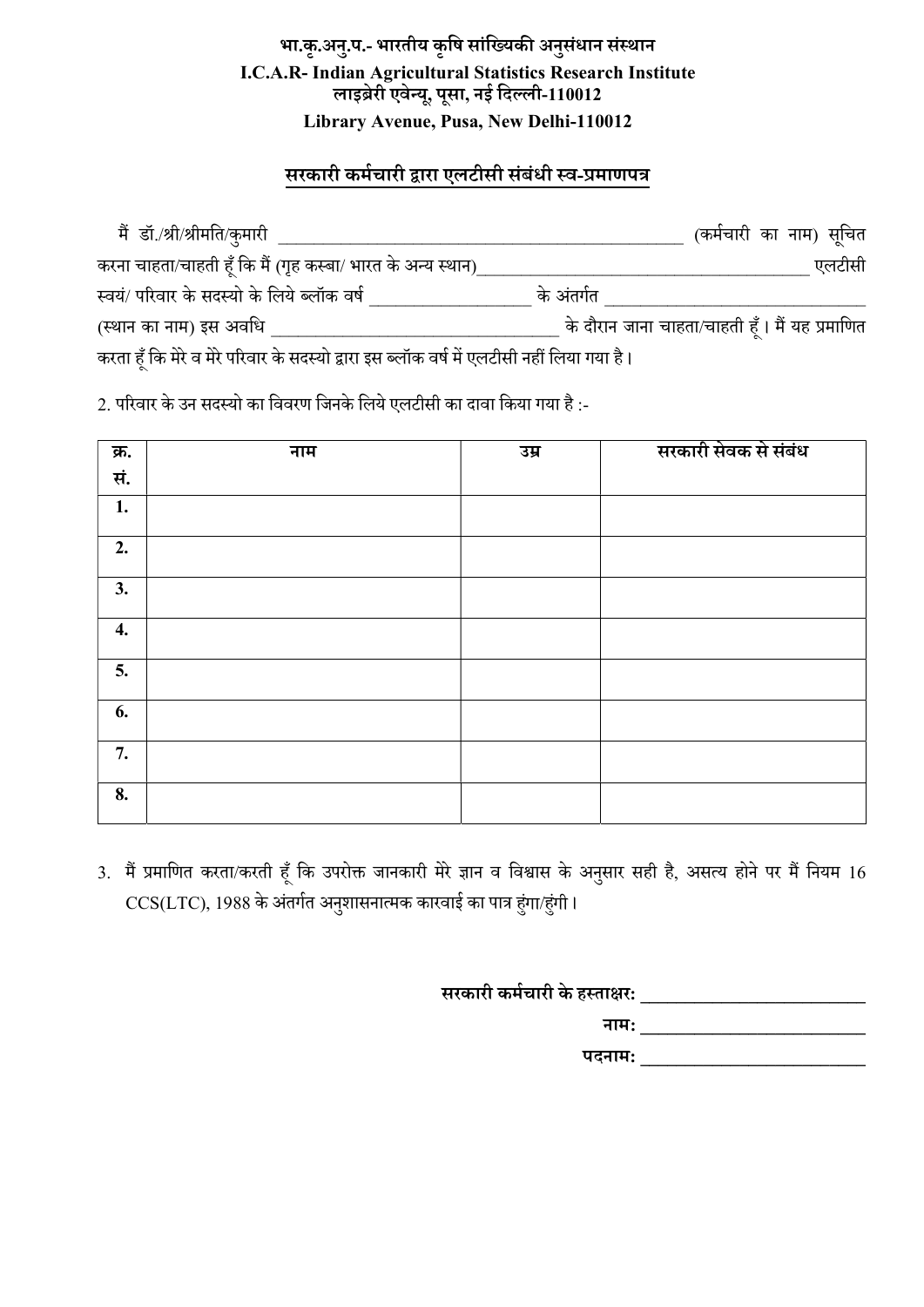**भा.कृ.अनु.प.- भारतीय कृषि सांख्यिकी अनुसंधान संस्थान**

**I.C.A.R- Indian Agricultural Statistics Research Institute**

**लाइब्रेरी एवेन्यू, पूसा, नई दिल्ली-110012**

**Library Avenue, Pusa, New Delhi-110012**

## सरकारी कर्मचारी द्वारा एलटीसी संबंधी स्व-प्रमाणपत्र

मैं डॉ./श्री/श्रीमति/कुमारी ____________________________________________ (कर्मचारी का नाम) सूचित करना चाहता/चाहती हूँ कि मैं (गृह कस्बा/ भारत के अन्य स्थान)____________________________________ एलटीसी स्वयं/ परिवार के सदस्यो के लिये ब्लॉक वर्ष __________________ के अंतर्गत ______________________________ (स्थान का नाम) इस अवधि ________________________________ के दौरान जाना चाहता/चाहती हूँ। मैं यह प्रमाणित करता हूँ कि मेरे व मेरे परिवार के सदस्यो द्वारा इस ब्लॉक वर्ष में एलटीसी नहीं लिया गया है।

2. परिवार के उन सदस्यो का विवरण जिनके लिये एलटीसी का दावा किया गया है :-

| क्र. सं. | नाम | उम्र | सरकारी सेवक से संबंध |
|---|---|---|---|
| 1. | | | |
| 2. | | | |
| 3. | | | |
| 4. | | | |
| 5. | | | |
| 6. | | | |
| 7. | | | |
| 8. | | | |

3. मैं प्रमाणित करता/करती हूँ कि उपरोक्त जानकारी मेरे ज्ञान व विश्वास के अनुसार सही है, असत्य होने पर मैं नियम 16 CCS(LTC), 1988 के अंतर्गत अनुशासनात्मक कारवाई का पात्र हुंगा/हुंगी।

**सरकारी कर्मचारी के हस्ताक्षर:** _________________________

**नाम:** _________________________

**पदनाम:** _________________________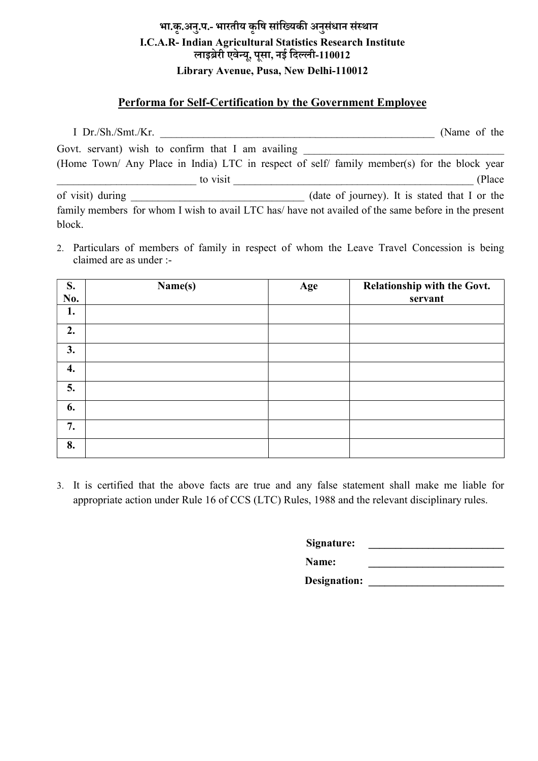भा.कृ.अनु.प.- भारतीय कृषि सांख्यिकी अनुसंधान संस्थान

**I.C.A.R- Indian Agricultural Statistics Research Institute**

लाइब्रेरी एवेन्यू, पूसा, नई दिल्ली-110012

**Library Avenue, Pusa, New Delhi-110012**

## Performa for Self-Certification by the Government Employee

I Dr./Sh./Smt./Kr. ______________________________________________ (Name of the Govt. servant) wish to confirm that I am availing ________________________________ (Home Town/ Any Place in India) LTC in respect of self/ family member(s) for the block year ______________________ to visit ________________________________________ (Place of visit) during ____________________________ (date of journey). It is stated that I or the family members for whom I wish to avail LTC has/ have not availed of the same before in the present block.

2. Particulars of members of family in respect of whom the Leave Travel Concession is being claimed are as under :-

| S. No. | Name(s) | Age | Relationship with the Govt. servant |
|---|---|---|---|
| 1. | | | |
| 2. | | | |
| 3. | | | |
| 4. | | | |
| 5. | | | |
| 6. | | | |
| 7. | | | |
| 8. | | | |

3. It is certified that the above facts are true and any false statement shall make me liable for appropriate action under Rule 16 of CCS (LTC) Rules, 1988 and the relevant disciplinary rules.

**Signature:** ________________________

**Name:** ________________________

**Designation:** ________________________